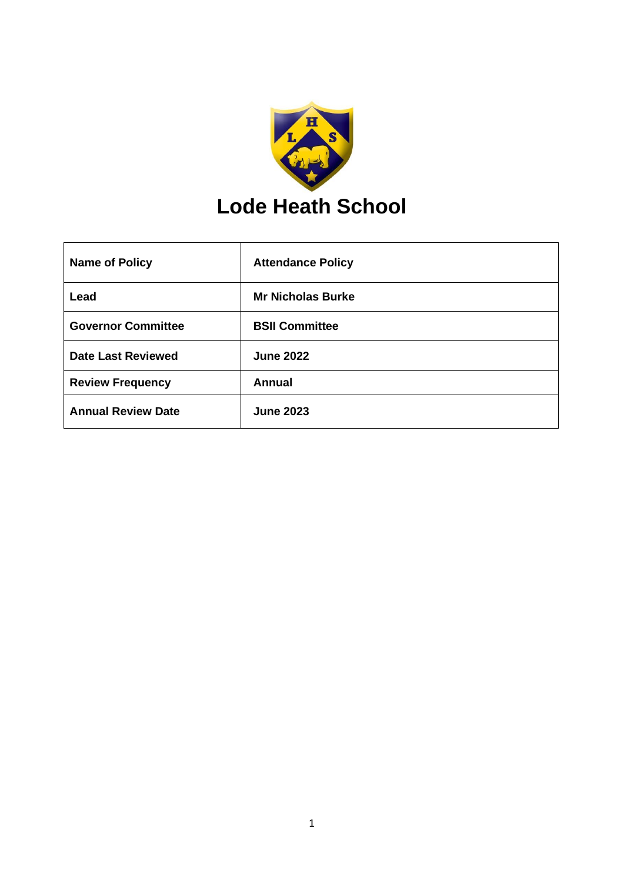# Lode Heath School

| Name of Policy | Attendance Policy |
|---|---|
| Lead | Mr Nicholas Burke |
| Governor Committee | BSII Committee |
| Date Last Reviewed | June 2022 |
| Review Frequency | Annual |
| Annual Review Date | June 2023 |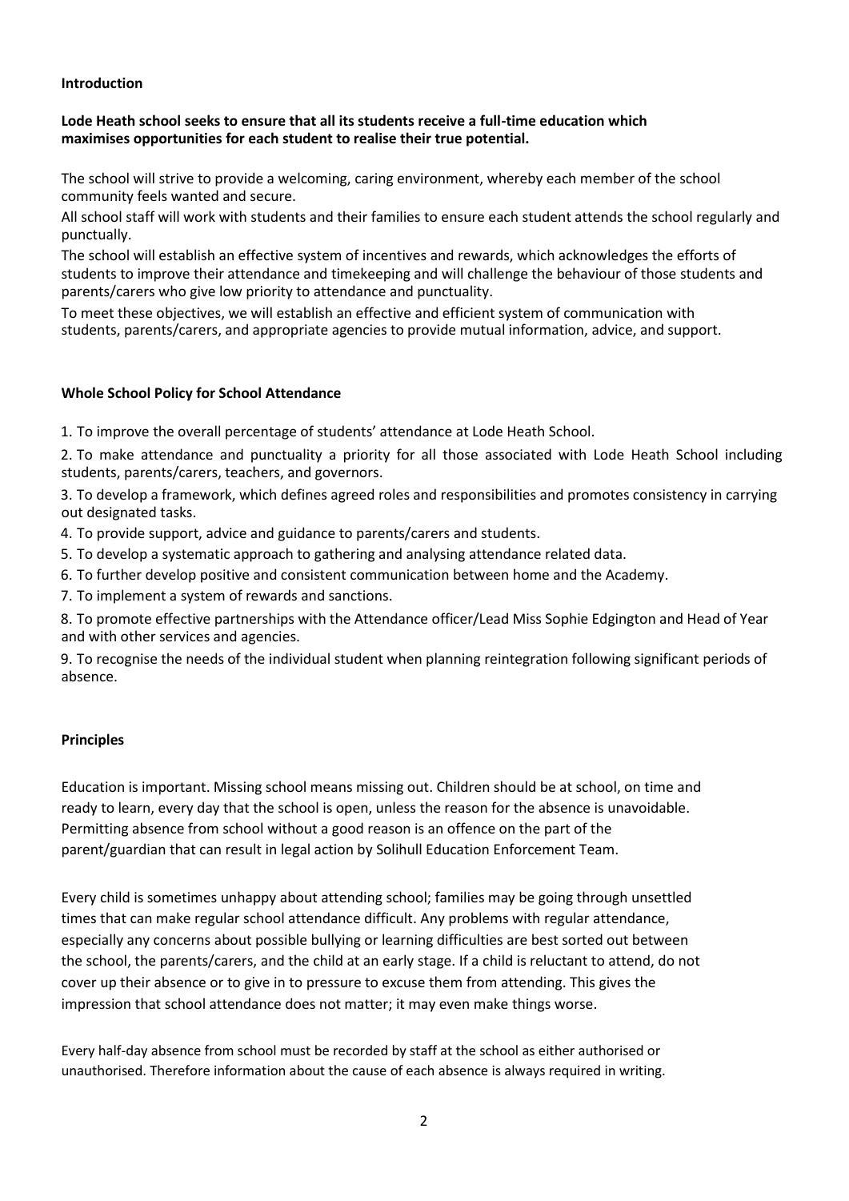## Introduction

**Lode Heath school seeks to ensure that all its students receive a full-time education which maximises opportunities for each student to realise their true potential.**

The school will strive to provide a welcoming, caring environment, whereby each member of the school community feels wanted and secure.

All school staff will work with students and their families to ensure each student attends the school regularly and punctually.

The school will establish an effective system of incentives and rewards, which acknowledges the efforts of students to improve their attendance and timekeeping and will challenge the behaviour of those students and parents/carers who give low priority to attendance and punctuality.

To meet these objectives, we will establish an effective and efficient system of communication with students, parents/carers, and appropriate agencies to provide mutual information, advice, and support.

## Whole School Policy for School Attendance

1. To improve the overall percentage of students' attendance at Lode Heath School.
2. To make attendance and punctuality a priority for all those associated with Lode Heath School including students, parents/carers, teachers, and governors.
3. To develop a framework, which defines agreed roles and responsibilities and promotes consistency in carrying out designated tasks.
4. To provide support, advice and guidance to parents/carers and students.
5. To develop a systematic approach to gathering and analysing attendance related data.
6. To further develop positive and consistent communication between home and the Academy.
7. To implement a system of rewards and sanctions.
8. To promote effective partnerships with the Attendance officer/Lead Miss Sophie Edgington and Head of Year and with other services and agencies.
9. To recognise the needs of the individual student when planning reintegration following significant periods of absence.

## Principles

Education is important. Missing school means missing out. Children should be at school, on time and ready to learn, every day that the school is open, unless the reason for the absence is unavoidable. Permitting absence from school without a good reason is an offence on the part of the parent/guardian that can result in legal action by Solihull Education Enforcement Team.

Every child is sometimes unhappy about attending school; families may be going through unsettled times that can make regular school attendance difficult. Any problems with regular attendance, especially any concerns about possible bullying or learning difficulties are best sorted out between the school, the parents/carers, and the child at an early stage. If a child is reluctant to attend, do not cover up their absence or to give in to pressure to excuse them from attending. This gives the impression that school attendance does not matter; it may even make things worse.

Every half-day absence from school must be recorded by staff at the school as either authorised or unauthorised. Therefore information about the cause of each absence is always required in writing.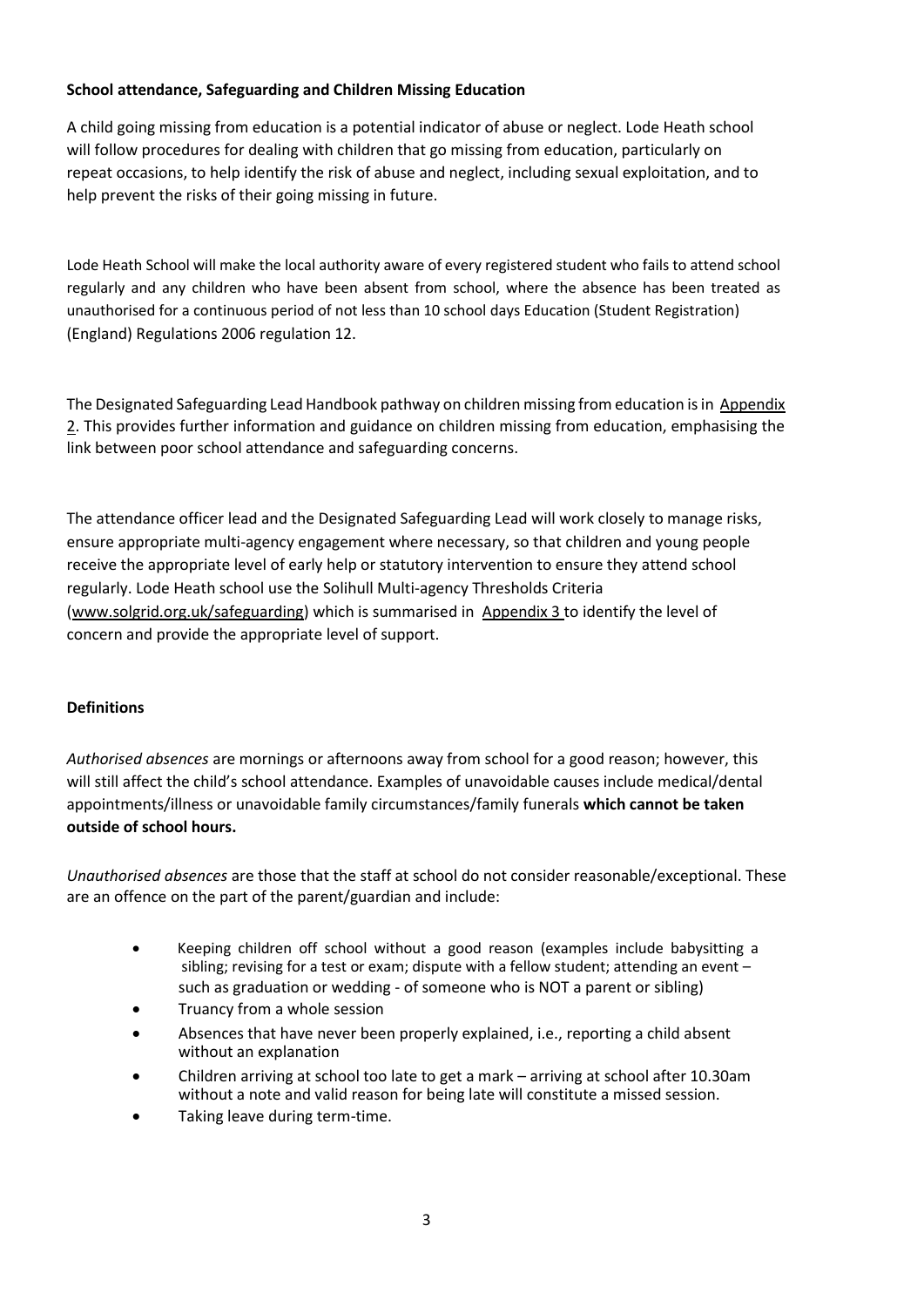**School attendance, Safeguarding and Children Missing Education**

A child going missing from education is a potential indicator of abuse or neglect. Lode Heath school will follow procedures for dealing with children that go missing from education, particularly on repeat occasions, to help identify the risk of abuse and neglect, including sexual exploitation, and to help prevent the risks of their going missing in future.

Lode Heath School will make the local authority aware of every registered student who fails to attend school regularly and any children who have been absent from school, where the absence has been treated as unauthorised for a continuous period of not less than 10 school days Education (Student Registration) (England) Regulations 2006 regulation 12.

The Designated Safeguarding Lead Handbook pathway on children missing from education is in Appendix 2. This provides further information and guidance on children missing from education, emphasising the link between poor school attendance and safeguarding concerns.

The attendance officer lead and the Designated Safeguarding Lead will work closely to manage risks, ensure appropriate multi-agency engagement where necessary, so that children and young people receive the appropriate level of early help or statutory intervention to ensure they attend school regularly. Lode Heath school use the Solihull Multi-agency Thresholds Criteria (www.solgrid.org.uk/safeguarding) which is summarised in Appendix 3 to identify the level of concern and provide the appropriate level of support.

**Definitions**

*Authorised absences* are mornings or afternoons away from school for a good reason; however, this will still affect the child's school attendance. Examples of unavoidable causes include medical/dental appointments/illness or unavoidable family circumstances/family funerals **which cannot be taken outside of school hours.**

*Unauthorised absences* are those that the staff at school do not consider reasonable/exceptional. These are an offence on the part of the parent/guardian and include:

- Keeping children off school without a good reason (examples include babysitting a sibling; revising for a test or exam; dispute with a fellow student; attending an event – such as graduation or wedding - of someone who is NOT a parent or sibling)
- Truancy from a whole session
- Absences that have never been properly explained, i.e., reporting a child absent without an explanation
- Children arriving at school too late to get a mark – arriving at school after 10.30am without a note and valid reason for being late will constitute a missed session.
- Taking leave during term-time.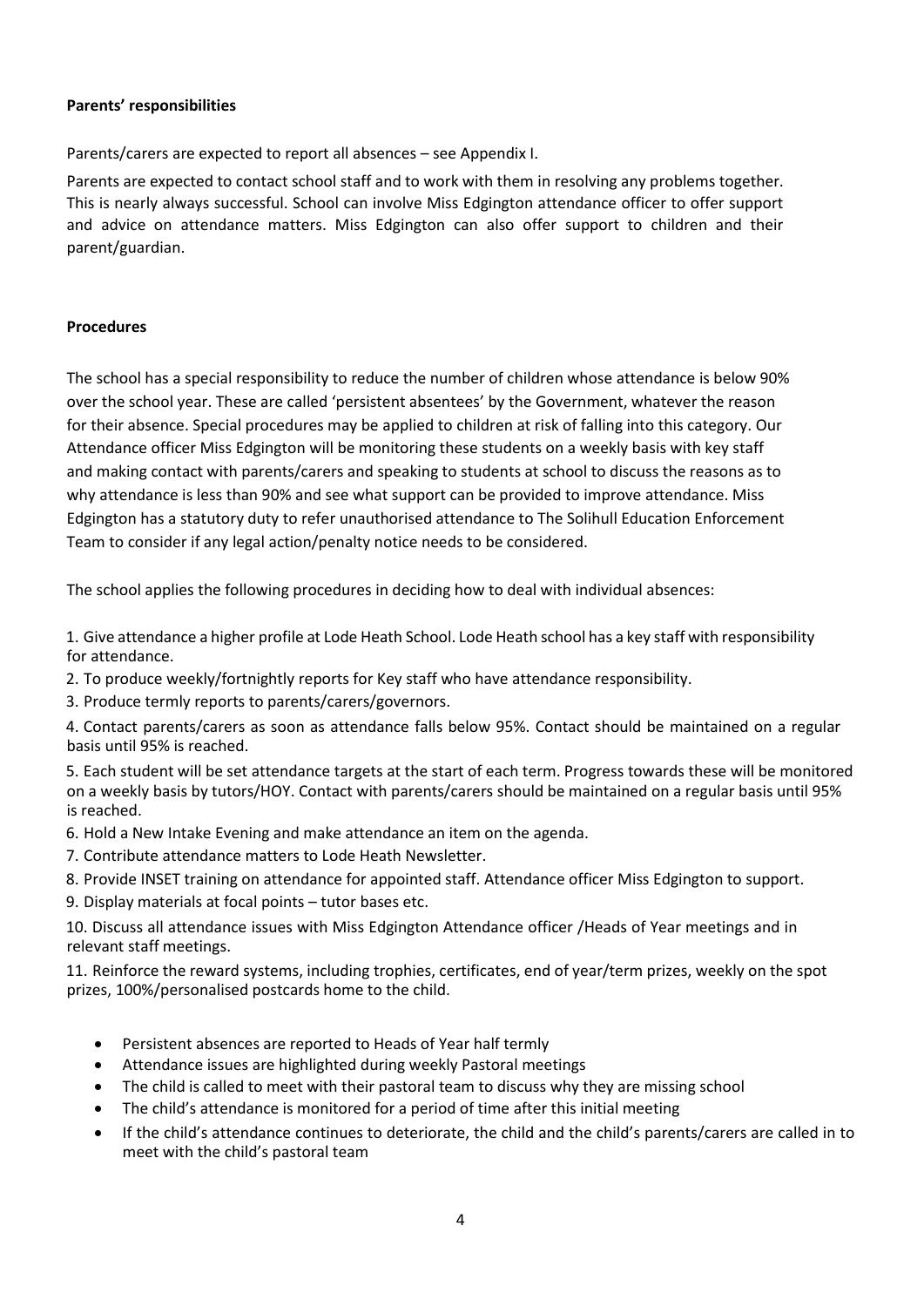**Parents' responsibilities**

Parents/carers are expected to report all absences – see Appendix I.

Parents are expected to contact school staff and to work with them in resolving any problems together. This is nearly always successful. School can involve Miss Edgington attendance officer to offer support and advice on attendance matters. Miss Edgington can also offer support to children and their parent/guardian.

**Procedures**

The school has a special responsibility to reduce the number of children whose attendance is below 90% over the school year. These are called 'persistent absentees' by the Government, whatever the reason for their absence. Special procedures may be applied to children at risk of falling into this category. Our Attendance officer Miss Edgington will be monitoring these students on a weekly basis with key staff and making contact with parents/carers and speaking to students at school to discuss the reasons as to why attendance is less than 90% and see what support can be provided to improve attendance. Miss Edgington has a statutory duty to refer unauthorised attendance to The Solihull Education Enforcement Team to consider if any legal action/penalty notice needs to be considered.

The school applies the following procedures in deciding how to deal with individual absences:

1. Give attendance a higher profile at Lode Heath School. Lode Heath school has a key staff with responsibility for attendance.
2. To produce weekly/fortnightly reports for Key staff who have attendance responsibility.
3. Produce termly reports to parents/carers/governors.
4. Contact parents/carers as soon as attendance falls below 95%. Contact should be maintained on a regular basis until 95% is reached.
5. Each student will be set attendance targets at the start of each term. Progress towards these will be monitored on a weekly basis by tutors/HOY. Contact with parents/carers should be maintained on a regular basis until 95% is reached.
6. Hold a New Intake Evening and make attendance an item on the agenda.
7. Contribute attendance matters to Lode Heath Newsletter.
8. Provide INSET training on attendance for appointed staff. Attendance officer Miss Edgington to support.
9. Display materials at focal points – tutor bases etc.
10. Discuss all attendance issues with Miss Edgington Attendance officer /Heads of Year meetings and in relevant staff meetings.
11. Reinforce the reward systems, including trophies, certificates, end of year/term prizes, weekly on the spot prizes, 100%/personalised postcards home to the child.

- Persistent absences are reported to Heads of Year half termly
- Attendance issues are highlighted during weekly Pastoral meetings
- The child is called to meet with their pastoral team to discuss why they are missing school
- The child's attendance is monitored for a period of time after this initial meeting
- If the child's attendance continues to deteriorate, the child and the child's parents/carers are called in to meet with the child's pastoral team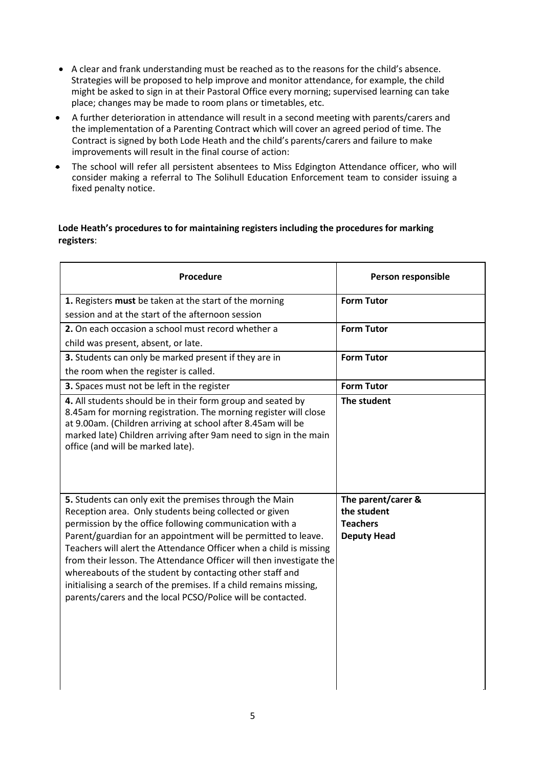- A clear and frank understanding must be reached as to the reasons for the child's absence. Strategies will be proposed to help improve and monitor attendance, for example, the child might be asked to sign in at their Pastoral Office every morning; supervised learning can take place; changes may be made to room plans or timetables, etc.
- A further deterioration in attendance will result in a second meeting with parents/carers and the implementation of a Parenting Contract which will cover an agreed period of time. The Contract is signed by both Lode Heath and the child's parents/carers and failure to make improvements will result in the final course of action:
- The school will refer all persistent absentees to Miss Edgington Attendance officer, who will consider making a referral to The Solihull Education Enforcement team to consider issuing a fixed penalty notice.

**Lode Heath's procedures to for maintaining registers including the procedures for marking registers**:

| Procedure | Person responsible |
|---|---|
| **1.** Registers **must** be taken at the start of the morning session and at the start of the afternoon session | **Form Tutor** |
| **2.** On each occasion a school must record whether a child was present, absent, or late. | **Form Tutor** |
| **3.** Students can only be marked present if they are in the room when the register is called. | **Form Tutor** |
| **3.** Spaces must not be left in the register | **Form Tutor** |
| **4.** All students should be in their form group and seated by 8.45am for morning registration. The morning register will close at 9.00am. (Children arriving at school after 8.45am will be marked late) Children arriving after 9am need to sign in the main office (and will be marked late). | **The student** |
| **5.** Students can only exit the premises through the Main Reception area. Only students being collected or given permission by the office following communication with a Parent/guardian for an appointment will be permitted to leave. Teachers will alert the Attendance Officer when a child is missing from their lesson. The Attendance Officer will then investigate the whereabouts of the student by contacting other staff and initialising a search of the premises. If a child remains missing, parents/carers and the local PCSO/Police will be contacted. | **The parent/carer & the student** **Teachers** **Deputy Head** |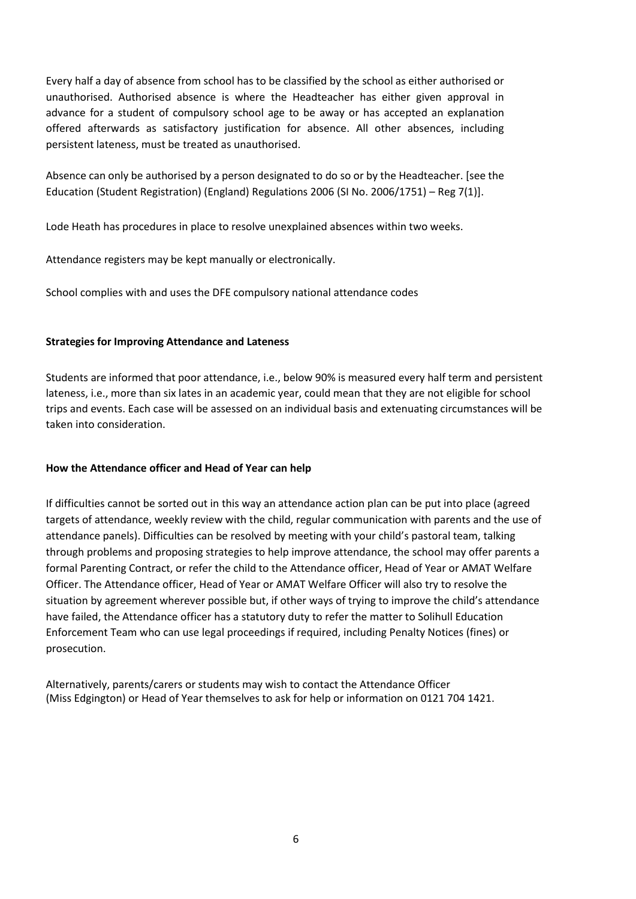Every half a day of absence from school has to be classified by the school as either authorised or unauthorised. Authorised absence is where the Headteacher has either given approval in advance for a student of compulsory school age to be away or has accepted an explanation offered afterwards as satisfactory justification for absence. All other absences, including persistent lateness, must be treated as unauthorised.

Absence can only be authorised by a person designated to do so or by the Headteacher. [see the Education (Student Registration) (England) Regulations 2006 (SI No. 2006/1751) – Reg 7(1)].

Lode Heath has procedures in place to resolve unexplained absences within two weeks.

Attendance registers may be kept manually or electronically.

School complies with and uses the DFE compulsory national attendance codes

**Strategies for Improving Attendance and Lateness**

Students are informed that poor attendance, i.e., below 90% is measured every half term and persistent lateness, i.e., more than six lates in an academic year, could mean that they are not eligible for school trips and events. Each case will be assessed on an individual basis and extenuating circumstances will be taken into consideration.

**How the Attendance officer and Head of Year can help**

If difficulties cannot be sorted out in this way an attendance action plan can be put into place (agreed targets of attendance, weekly review with the child, regular communication with parents and the use of attendance panels). Difficulties can be resolved by meeting with your child's pastoral team, talking through problems and proposing strategies to help improve attendance, the school may offer parents a formal Parenting Contract, or refer the child to the Attendance officer, Head of Year or AMAT Welfare Officer. The Attendance officer, Head of Year or AMAT Welfare Officer will also try to resolve the situation by agreement wherever possible but, if other ways of trying to improve the child's attendance have failed, the Attendance officer has a statutory duty to refer the matter to Solihull Education Enforcement Team who can use legal proceedings if required, including Penalty Notices (fines) or prosecution.

Alternatively, parents/carers or students may wish to contact the Attendance Officer (Miss Edgington) or Head of Year themselves to ask for help or information on 0121 704 1421.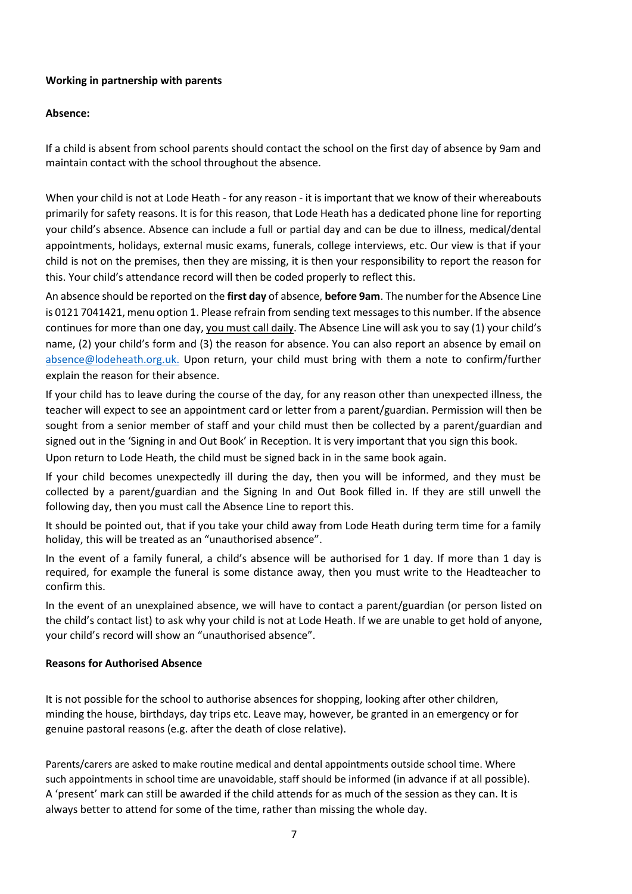**Working in partnership with parents**

**Absence:**

If a child is absent from school parents should contact the school on the first day of absence by 9am and maintain contact with the school throughout the absence.

When your child is not at Lode Heath - for any reason - it is important that we know of their whereabouts primarily for safety reasons. It is for this reason, that Lode Heath has a dedicated phone line for reporting your child's absence. Absence can include a full or partial day and can be due to illness, medical/dental appointments, holidays, external music exams, funerals, college interviews, etc. Our view is that if your child is not on the premises, then they are missing, it is then your responsibility to report the reason for this. Your child's attendance record will then be coded properly to reflect this.

An absence should be reported on the **first day** of absence, **before 9am**. The number for the Absence Line is 0121 7041421, menu option 1. Please refrain from sending text messages to this number. If the absence continues for more than one day, you must call daily. The Absence Line will ask you to say (1) your child's name, (2) your child's form and (3) the reason for absence. You can also report an absence by email on absence@lodeheath.org.uk. Upon return, your child must bring with them a note to confirm/further explain the reason for their absence.

If your child has to leave during the course of the day, for any reason other than unexpected illness, the teacher will expect to see an appointment card or letter from a parent/guardian. Permission will then be sought from a senior member of staff and your child must then be collected by a parent/guardian and signed out in the 'Signing in and Out Book' in Reception. It is very important that you sign this book. Upon return to Lode Heath, the child must be signed back in in the same book again.

If your child becomes unexpectedly ill during the day, then you will be informed, and they must be collected by a parent/guardian and the Signing In and Out Book filled in. If they are still unwell the following day, then you must call the Absence Line to report this.

It should be pointed out, that if you take your child away from Lode Heath during term time for a family holiday, this will be treated as an "unauthorised absence".

In the event of a family funeral, a child's absence will be authorised for 1 day. If more than 1 day is required, for example the funeral is some distance away, then you must write to the Headteacher to confirm this.

In the event of an unexplained absence, we will have to contact a parent/guardian (or person listed on the child's contact list) to ask why your child is not at Lode Heath. If we are unable to get hold of anyone, your child's record will show an "unauthorised absence".

**Reasons for Authorised Absence**

It is not possible for the school to authorise absences for shopping, looking after other children, minding the house, birthdays, day trips etc. Leave may, however, be granted in an emergency or for genuine pastoral reasons (e.g. after the death of close relative).

Parents/carers are asked to make routine medical and dental appointments outside school time. Where such appointments in school time are unavoidable, staff should be informed (in advance if at all possible). A 'present' mark can still be awarded if the child attends for as much of the session as they can. It is always better to attend for some of the time, rather than missing the whole day.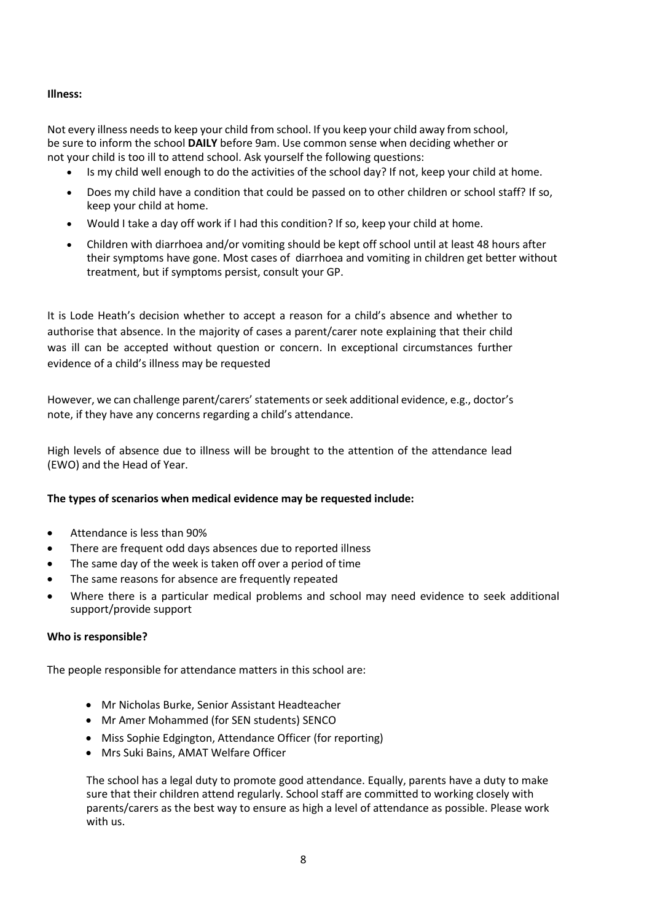**Illness:**

Not every illness needs to keep your child from school. If you keep your child away from school, be sure to inform the school **DAILY** before 9am. Use common sense when deciding whether or not your child is too ill to attend school. Ask yourself the following questions:

- Is my child well enough to do the activities of the school day? If not, keep your child at home.
- Does my child have a condition that could be passed on to other children or school staff? If so, keep your child at home.
- Would I take a day off work if I had this condition? If so, keep your child at home.
- Children with diarrhoea and/or vomiting should be kept off school until at least 48 hours after their symptoms have gone. Most cases of diarrhoea and vomiting in children get better without treatment, but if symptoms persist, consult your GP.

It is Lode Heath's decision whether to accept a reason for a child's absence and whether to authorise that absence. In the majority of cases a parent/carer note explaining that their child was ill can be accepted without question or concern. In exceptional circumstances further evidence of a child's illness may be requested

However, we can challenge parent/carers' statements or seek additional evidence, e.g., doctor's note, if they have any concerns regarding a child's attendance.

High levels of absence due to illness will be brought to the attention of the attendance lead (EWO) and the Head of Year.

**The types of scenarios when medical evidence may be requested include:**

- Attendance is less than 90%
- There are frequent odd days absences due to reported illness
- The same day of the week is taken off over a period of time
- The same reasons for absence are frequently repeated
- Where there is a particular medical problems and school may need evidence to seek additional support/provide support

**Who is responsible?**

The people responsible for attendance matters in this school are:

- Mr Nicholas Burke, Senior Assistant Headteacher
- Mr Amer Mohammed (for SEN students) SENCO
- Miss Sophie Edgington, Attendance Officer (for reporting)
- Mrs Suki Bains, AMAT Welfare Officer

The school has a legal duty to promote good attendance. Equally, parents have a duty to make sure that their children attend regularly. School staff are committed to working closely with parents/carers as the best way to ensure as high a level of attendance as possible. Please work with us.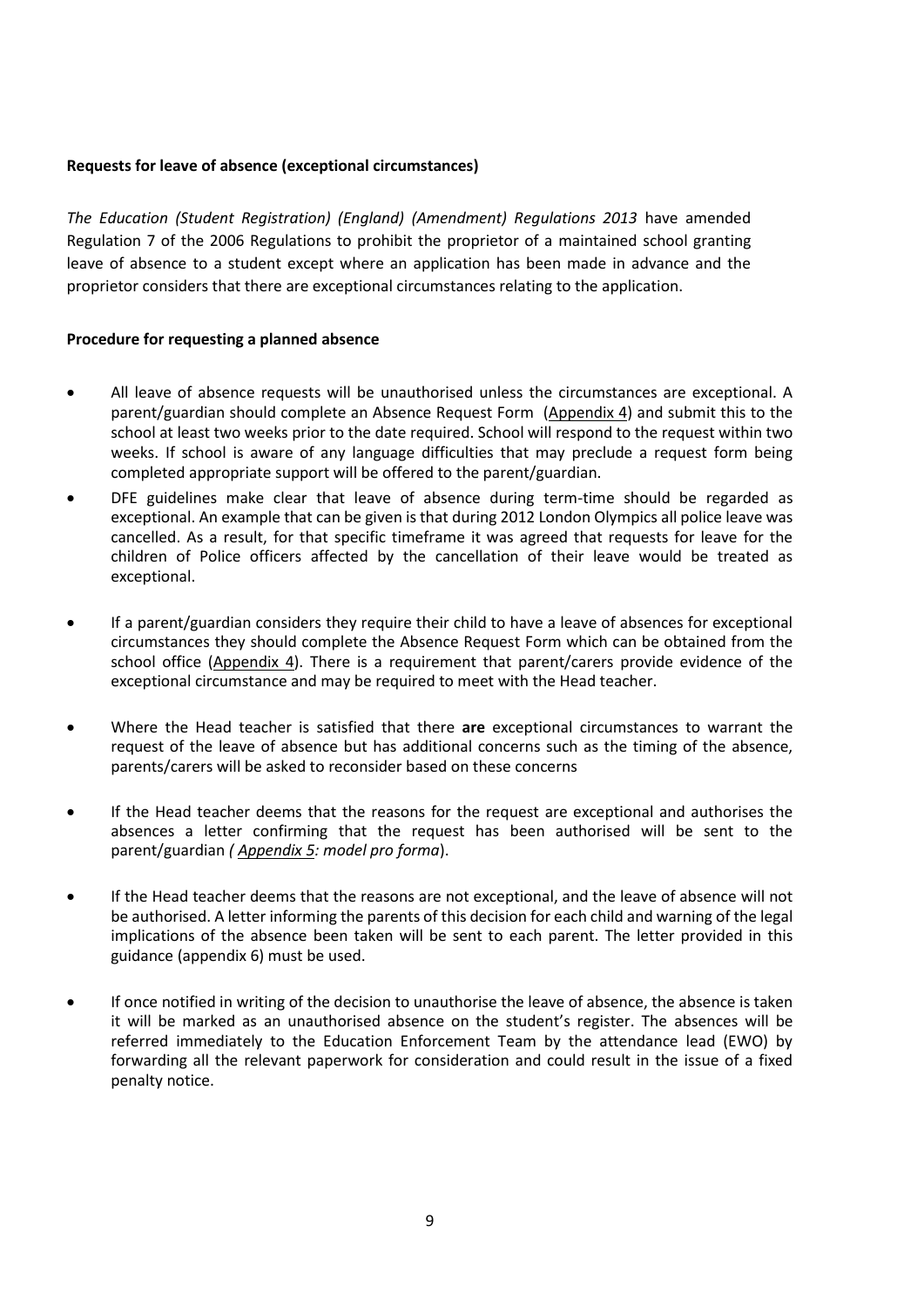**Requests for leave of absence (exceptional circumstances)**

*The Education (Student Registration) (England) (Amendment) Regulations 2013* have amended Regulation 7 of the 2006 Regulations to prohibit the proprietor of a maintained school granting leave of absence to a student except where an application has been made in advance and the proprietor considers that there are exceptional circumstances relating to the application.

**Procedure for requesting a planned absence**

- All leave of absence requests will be unauthorised unless the circumstances are exceptional. A parent/guardian should complete an Absence Request Form (Appendix 4) and submit this to the school at least two weeks prior to the date required. School will respond to the request within two weeks. If school is aware of any language difficulties that may preclude a request form being completed appropriate support will be offered to the parent/guardian.
- DFE guidelines make clear that leave of absence during term-time should be regarded as exceptional. An example that can be given is that during 2012 London Olympics all police leave was cancelled. As a result, for that specific timeframe it was agreed that requests for leave for the children of Police officers affected by the cancellation of their leave would be treated as exceptional.
- If a parent/guardian considers they require their child to have a leave of absences for exceptional circumstances they should complete the Absence Request Form which can be obtained from the school office (Appendix 4). There is a requirement that parent/carers provide evidence of the exceptional circumstance and may be required to meet with the Head teacher.
- Where the Head teacher is satisfied that there **are** exceptional circumstances to warrant the request of the leave of absence but has additional concerns such as the timing of the absence, parents/carers will be asked to reconsider based on these concerns
- If the Head teacher deems that the reasons for the request are exceptional and authorises the absences a letter confirming that the request has been authorised will be sent to the parent/guardian *( Appendix 5: model pro forma*).
- If the Head teacher deems that the reasons are not exceptional, and the leave of absence will not be authorised. A letter informing the parents of this decision for each child and warning of the legal implications of the absence been taken will be sent to each parent. The letter provided in this guidance (appendix 6) must be used.
- If once notified in writing of the decision to unauthorise the leave of absence, the absence is taken it will be marked as an unauthorised absence on the student's register. The absences will be referred immediately to the Education Enforcement Team by the attendance lead (EWO) by forwarding all the relevant paperwork for consideration and could result in the issue of a fixed penalty notice.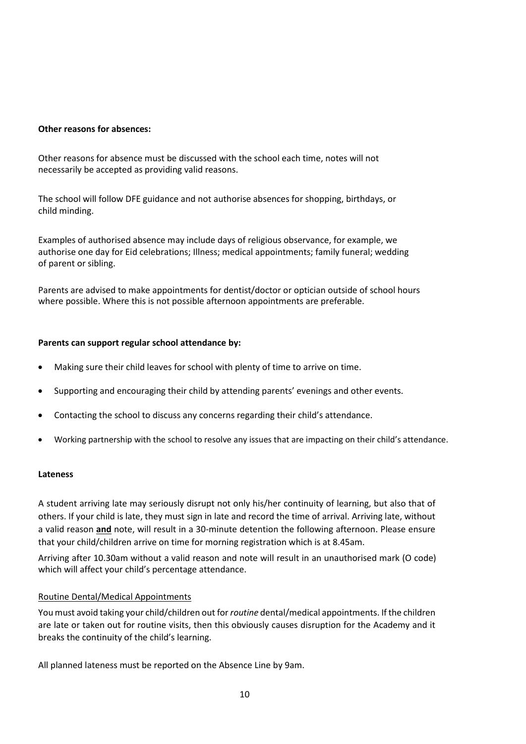**Other reasons for absences:**

Other reasons for absence must be discussed with the school each time, notes will not necessarily be accepted as providing valid reasons.

The school will follow DFE guidance and not authorise absences for shopping, birthdays, or child minding.

Examples of authorised absence may include days of religious observance, for example, we authorise one day for Eid celebrations; Illness; medical appointments; family funeral; wedding of parent or sibling.

Parents are advised to make appointments for dentist/doctor or optician outside of school hours where possible. Where this is not possible afternoon appointments are preferable.

**Parents can support regular school attendance by:**

- Making sure their child leaves for school with plenty of time to arrive on time.
- Supporting and encouraging their child by attending parents' evenings and other events.
- Contacting the school to discuss any concerns regarding their child's attendance.
- Working partnership with the school to resolve any issues that are impacting on their child's attendance.

**Lateness**

A student arriving late may seriously disrupt not only his/her continuity of learning, but also that of others. If your child is late, they must sign in late and record the time of arrival. Arriving late, without a valid reason **and** note, will result in a 30-minute detention the following afternoon. Please ensure that your child/children arrive on time for morning registration which is at 8.45am.

Arriving after 10.30am without a valid reason and note will result in an unauthorised mark (O code) which will affect your child's percentage attendance.

Routine Dental/Medical Appointments

You must avoid taking your child/children out for *routine* dental/medical appointments. If the children are late or taken out for routine visits, then this obviously causes disruption for the Academy and it breaks the continuity of the child's learning.

All planned lateness must be reported on the Absence Line by 9am.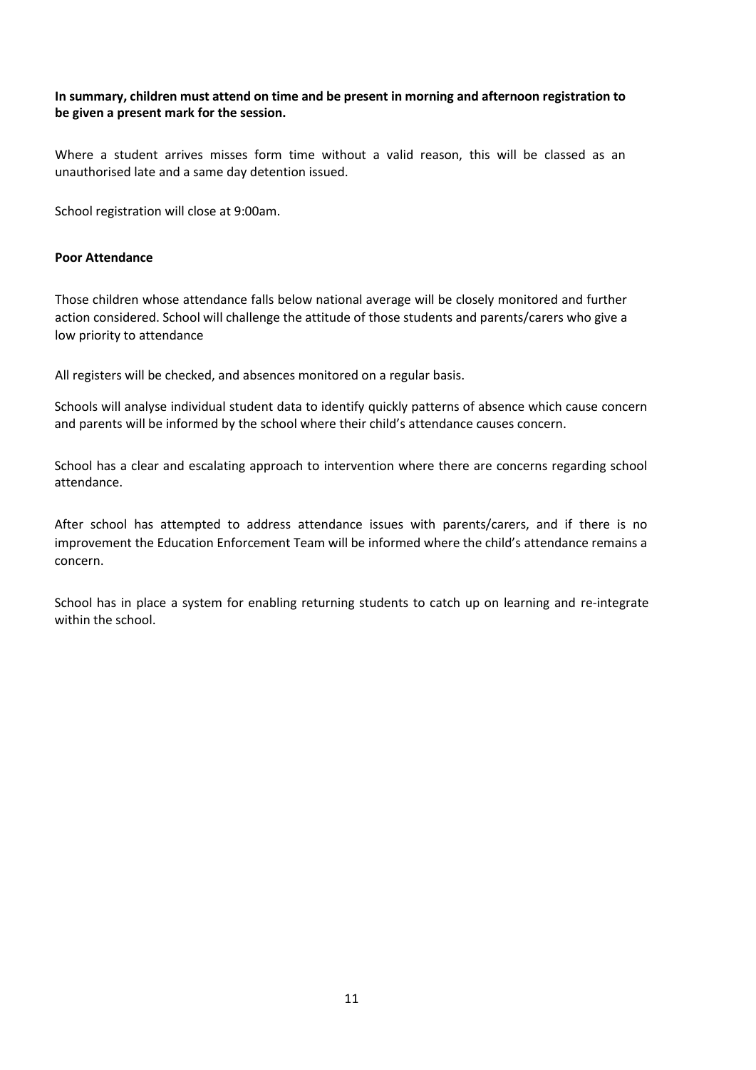**In summary, children must attend on time and be present in morning and afternoon registration to be given a present mark for the session.**

Where a student arrives misses form time without a valid reason, this will be classed as an unauthorised late and a same day detention issued.

School registration will close at 9:00am.

**Poor Attendance**

Those children whose attendance falls below national average will be closely monitored and further action considered. School will challenge the attitude of those students and parents/carers who give a low priority to attendance

All registers will be checked, and absences monitored on a regular basis.

Schools will analyse individual student data to identify quickly patterns of absence which cause concern and parents will be informed by the school where their child's attendance causes concern.

School has a clear and escalating approach to intervention where there are concerns regarding school attendance.

After school has attempted to address attendance issues with parents/carers, and if there is no improvement the Education Enforcement Team will be informed where the child's attendance remains a concern.

School has in place a system for enabling returning students to catch up on learning and re-integrate within the school.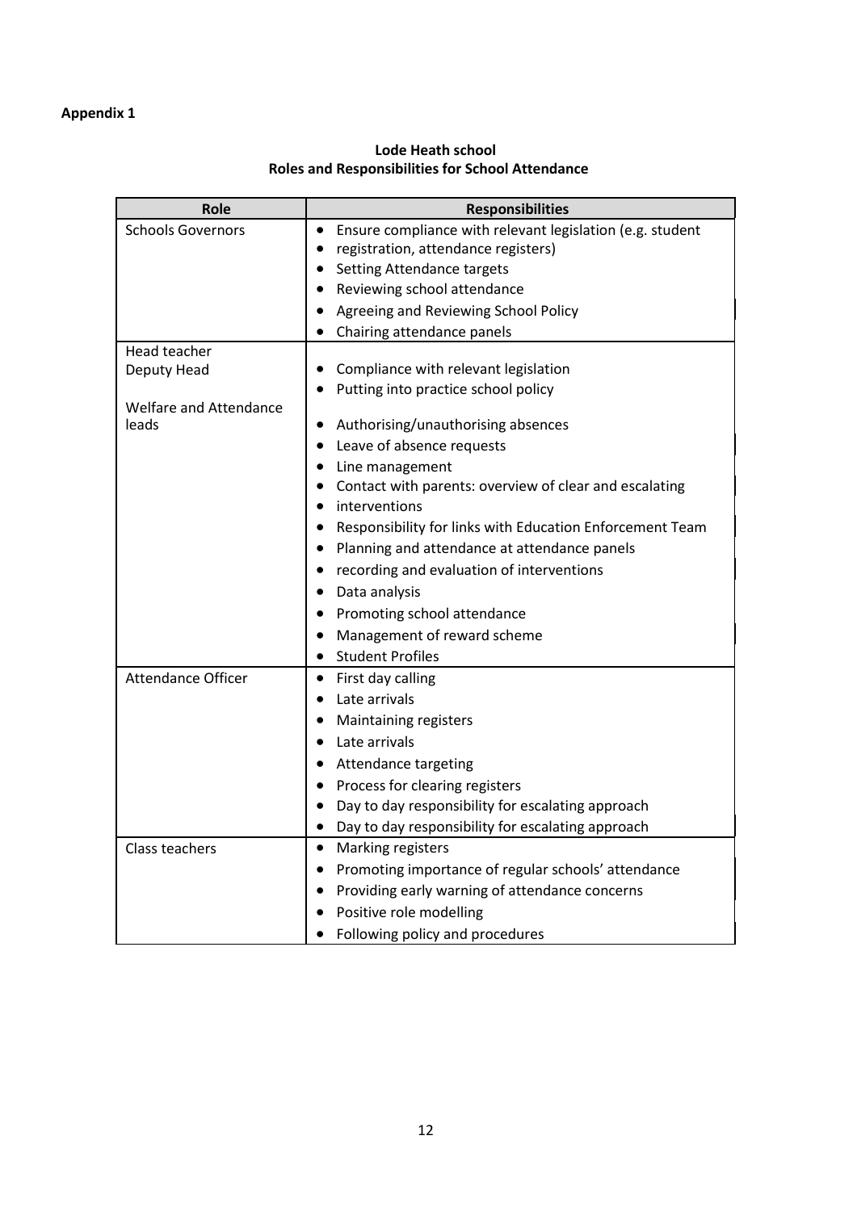**Appendix 1**

**Lode Heath school**
**Roles and Responsibilities for School Attendance**

| Role | Responsibilities |
|---|---|
| Schools Governors | • Ensure compliance with relevant legislation (e.g. student<br>• registration, attendance registers)<br>• Setting Attendance targets<br>• Reviewing school attendance<br>• Agreeing and Reviewing School Policy<br>• Chairing attendance panels |
| Head teacher<br>Deputy Head<br><br>Welfare and Attendance leads | • Compliance with relevant legislation<br>• Putting into practice school policy<br>• Authorising/unauthorising absences<br>• Leave of absence requests<br>• Line management<br>• Contact with parents: overview of clear and escalating<br>• interventions<br>• Responsibility for links with Education Enforcement Team<br>• Planning and attendance at attendance panels<br>• recording and evaluation of interventions<br>• Data analysis<br>• Promoting school attendance<br>• Management of reward scheme<br>• Student Profiles |
| Attendance Officer | • First day calling<br>• Late arrivals<br>• Maintaining registers<br>• Late arrivals<br>• Attendance targeting<br>• Process for clearing registers<br>• Day to day responsibility for escalating approach<br>• Day to day responsibility for escalating approach |
| Class teachers | • Marking registers<br>• Promoting importance of regular schools' attendance<br>• Providing early warning of attendance concerns<br>• Positive role modelling<br>• Following policy and procedures |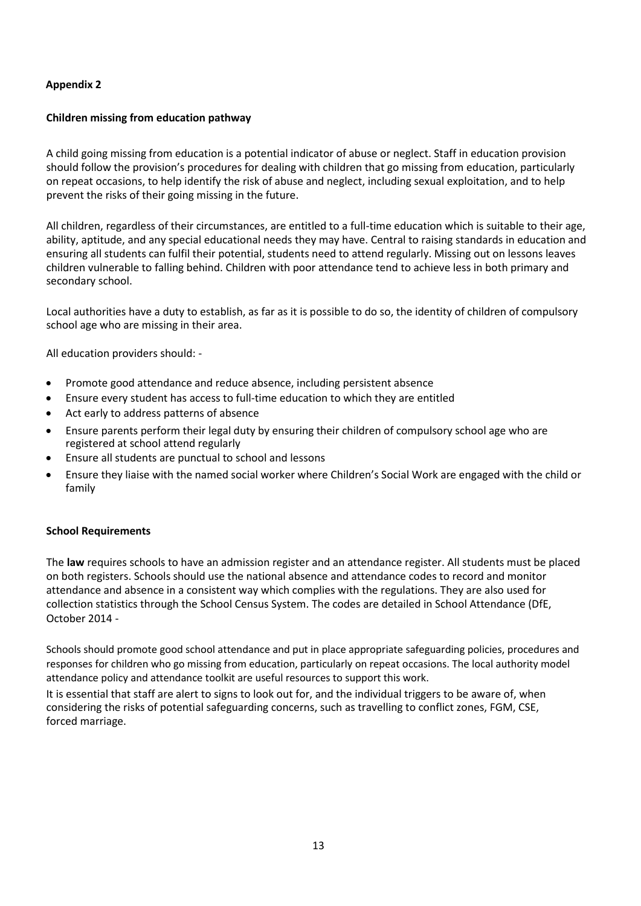**Appendix 2**

**Children missing from education pathway**

A child going missing from education is a potential indicator of abuse or neglect. Staff in education provision should follow the provision's procedures for dealing with children that go missing from education, particularly on repeat occasions, to help identify the risk of abuse and neglect, including sexual exploitation, and to help prevent the risks of their going missing in the future.

All children, regardless of their circumstances, are entitled to a full-time education which is suitable to their age, ability, aptitude, and any special educational needs they may have. Central to raising standards in education and ensuring all students can fulfil their potential, students need to attend regularly. Missing out on lessons leaves children vulnerable to falling behind. Children with poor attendance tend to achieve less in both primary and secondary school.

Local authorities have a duty to establish, as far as it is possible to do so, the identity of children of compulsory school age who are missing in their area.

All education providers should: -

- Promote good attendance and reduce absence, including persistent absence
- Ensure every student has access to full-time education to which they are entitled
- Act early to address patterns of absence
- Ensure parents perform their legal duty by ensuring their children of compulsory school age who are registered at school attend regularly
- Ensure all students are punctual to school and lessons
- Ensure they liaise with the named social worker where Children's Social Work are engaged with the child or family

**School Requirements**

The **law** requires schools to have an admission register and an attendance register. All students must be placed on both registers. Schools should use the national absence and attendance codes to record and monitor attendance and absence in a consistent way which complies with the regulations. They are also used for collection statistics through the School Census System. The codes are detailed in School Attendance (DfE, October 2014 -

Schools should promote good school attendance and put in place appropriate safeguarding policies, procedures and responses for children who go missing from education, particularly on repeat occasions. The local authority model attendance policy and attendance toolkit are useful resources to support this work.

It is essential that staff are alert to signs to look out for, and the individual triggers to be aware of, when considering the risks of potential safeguarding concerns, such as travelling to conflict zones, FGM, CSE, forced marriage.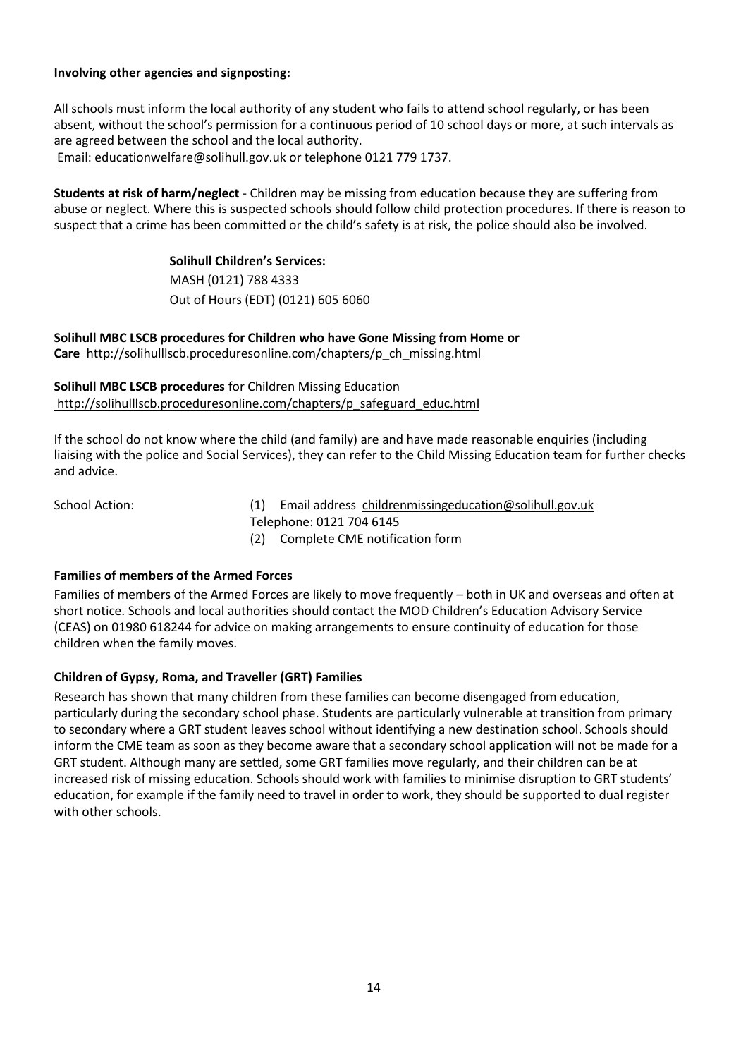**Involving other agencies and signposting:**

All schools must inform the local authority of any student who fails to attend school regularly, or has been absent, without the school's permission for a continuous period of 10 school days or more, at such intervals as are agreed between the school and the local authority.
Email: educationwelfare@solihull.gov.uk or telephone 0121 779 1737.

**Students at risk of harm/neglect** - Children may be missing from education because they are suffering from abuse or neglect. Where this is suspected schools should follow child protection procedures. If there is reason to suspect that a crime has been committed or the child's safety is at risk, the police should also be involved.

**Solihull Children's Services:**
MASH (0121) 788 4333
Out of Hours (EDT) (0121) 605 6060

**Solihull MBC LSCB procedures for Children who have Gone Missing from Home or Care** http://solihulllscb.proceduresonline.com/chapters/p_ch_missing.html

**Solihull MBC LSCB procedures** for Children Missing Education
http://solihulllscb.proceduresonline.com/chapters/p_safeguard_educ.html

If the school do not know where the child (and family) are and have made reasonable enquiries (including liaising with the police and Social Services), they can refer to the Child Missing Education team for further checks and advice.

School Action:

(1) Email address childrenmissingeducation@solihull.gov.uk
Telephone: 0121 704 6145
(2) Complete CME notification form

**Families of members of the Armed Forces**

Families of members of the Armed Forces are likely to move frequently – both in UK and overseas and often at short notice. Schools and local authorities should contact the MOD Children's Education Advisory Service (CEAS) on 01980 618244 for advice on making arrangements to ensure continuity of education for those children when the family moves.

**Children of Gypsy, Roma, and Traveller (GRT) Families**

Research has shown that many children from these families can become disengaged from education, particularly during the secondary school phase. Students are particularly vulnerable at transition from primary to secondary where a GRT student leaves school without identifying a new destination school. Schools should inform the CME team as soon as they become aware that a secondary school application will not be made for a GRT student. Although many are settled, some GRT families move regularly, and their children can be at increased risk of missing education. Schools should work with families to minimise disruption to GRT students' education, for example if the family need to travel in order to work, they should be supported to dual register with other schools.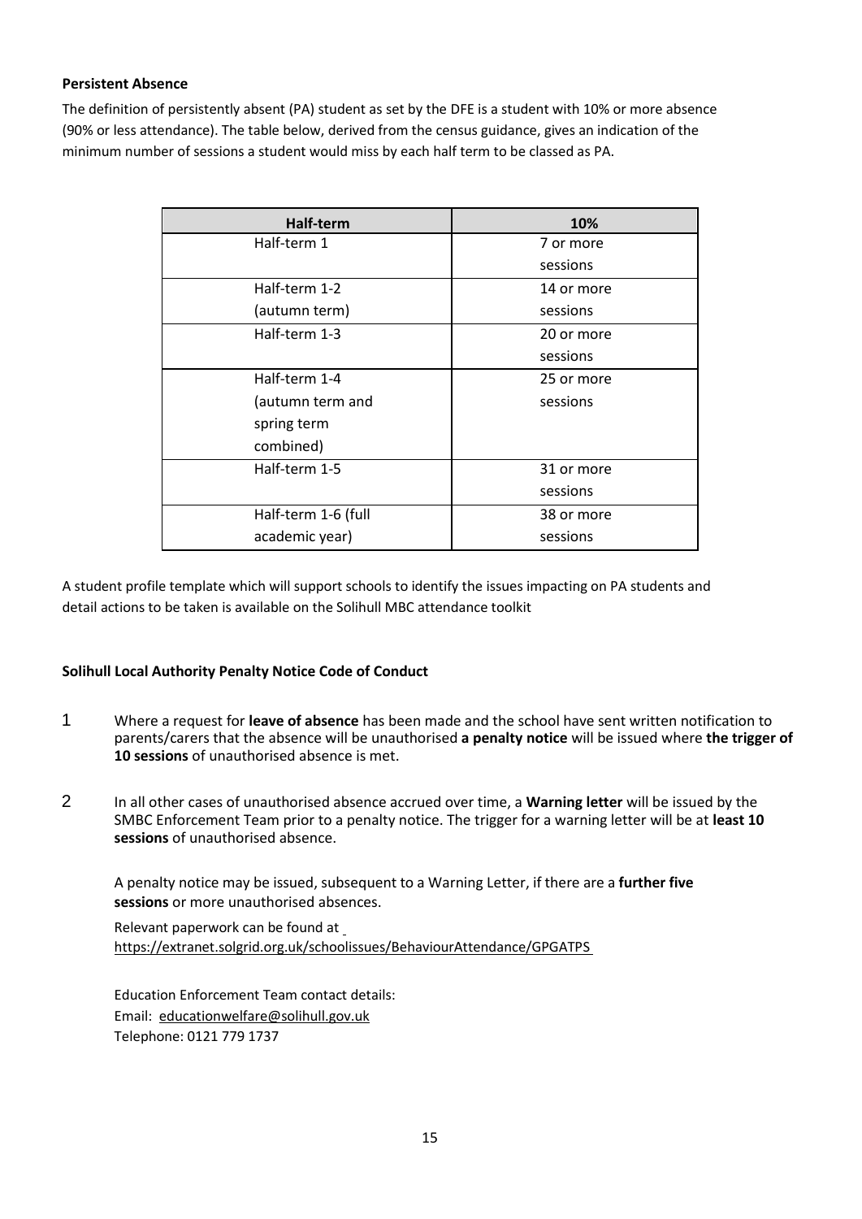**Persistent Absence**

The definition of persistently absent (PA) student as set by the DFE is a student with 10% or more absence (90% or less attendance). The table below, derived from the census guidance, gives an indication of the minimum number of sessions a student would miss by each half term to be classed as PA.

| Half-term | 10% |
|---|---|
| Half-term 1 | 7 or more sessions |
| Half-term 1-2 (autumn term) | 14 or more sessions |
| Half-term 1-3 | 20 or more sessions |
| Half-term 1-4 (autumn term and spring term combined) | 25 or more sessions |
| Half-term 1-5 | 31 or more sessions |
| Half-term 1-6 (full academic year) | 38 or more sessions |

A student profile template which will support schools to identify the issues impacting on PA students and detail actions to be taken is available on the Solihull MBC attendance toolkit

**Solihull Local Authority Penalty Notice Code of Conduct**

1. Where a request for **leave of absence** has been made and the school have sent written notification to parents/carers that the absence will be unauthorised **a penalty notice** will be issued where **the trigger of 10 sessions** of unauthorised absence is met.

2. In all other cases of unauthorised absence accrued over time, a **Warning letter** will be issued by the SMBC Enforcement Team prior to a penalty notice. The trigger for a warning letter will be at **least 10 sessions** of unauthorised absence.

   A penalty notice may be issued, subsequent to a Warning Letter, if there are a **further five sessions** or more unauthorised absences.

   Relevant paperwork can be found at https://extranet.solgrid.org.uk/schoolissues/BehaviourAttendance/GPGATPS

   Education Enforcement Team contact details:
   Email: educationwelfare@solihull.gov.uk
   Telephone: 0121 779 1737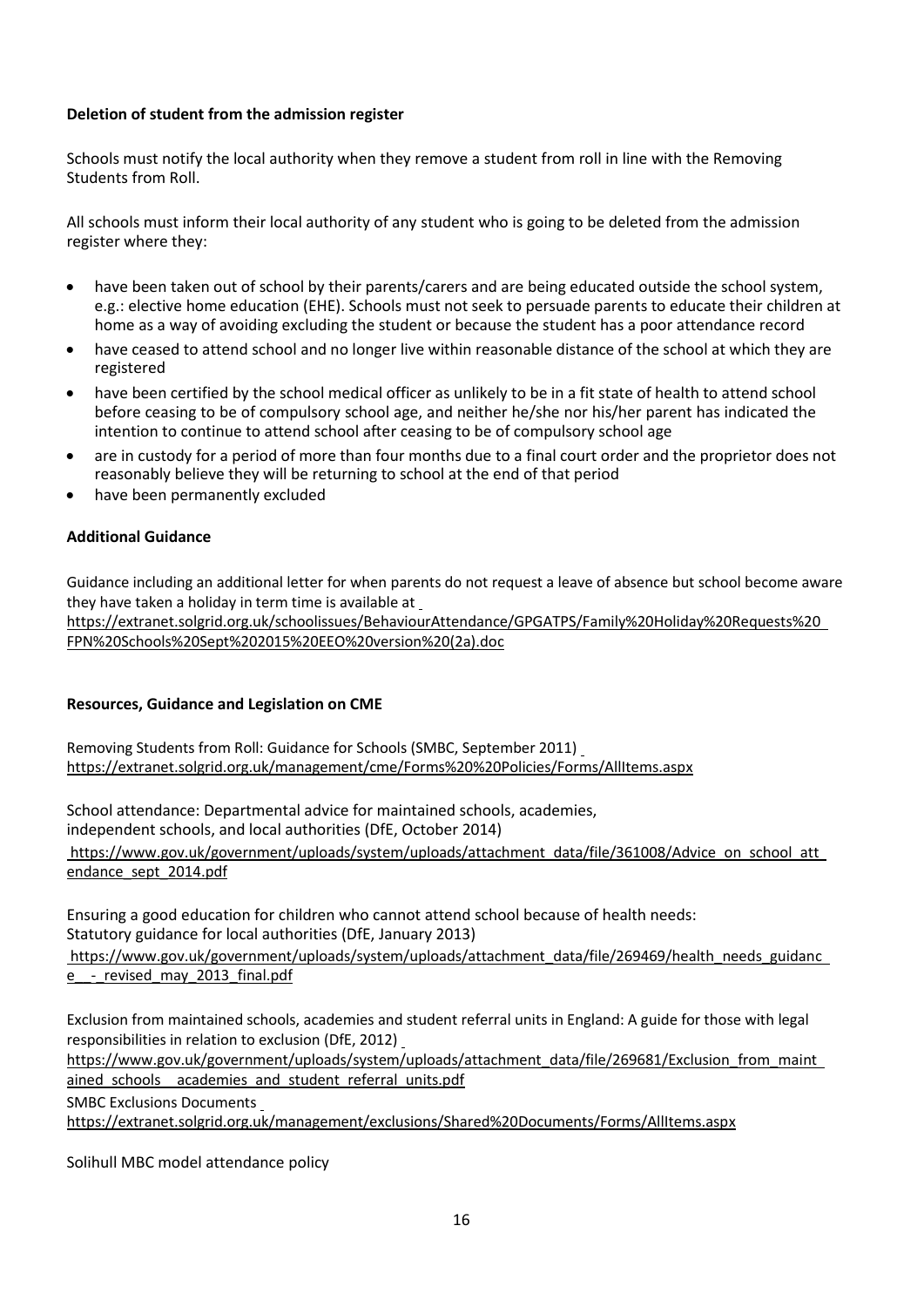**Deletion of student from the admission register**

Schools must notify the local authority when they remove a student from roll in line with the Removing Students from Roll.

All schools must inform their local authority of any student who is going to be deleted from the admission register where they:

- have been taken out of school by their parents/carers and are being educated outside the school system, e.g.: elective home education (EHE). Schools must not seek to persuade parents to educate their children at home as a way of avoiding excluding the student or because the student has a poor attendance record
- have ceased to attend school and no longer live within reasonable distance of the school at which they are registered
- have been certified by the school medical officer as unlikely to be in a fit state of health to attend school before ceasing to be of compulsory school age, and neither he/she nor his/her parent has indicated the intention to continue to attend school after ceasing to be of compulsory school age
- are in custody for a period of more than four months due to a final court order and the proprietor does not reasonably believe they will be returning to school at the end of that period
- have been permanently excluded

**Additional Guidance**

Guidance including an additional letter for when parents do not request a leave of absence but school become aware they have taken a holiday in term time is available at https://extranet.solgrid.org.uk/schoolissues/BehaviourAttendance/GPGATPS/Family%20Holiday%20Requests%20FPN%20Schools%20Sept%202015%20EEO%20version%20(2a).doc

**Resources, Guidance and Legislation on CME**

Removing Students from Roll: Guidance for Schools (SMBC, September 2011) https://extranet.solgrid.org.uk/management/cme/Forms%20%20Policies/Forms/AllItems.aspx

School attendance: Departmental advice for maintained schools, academies, independent schools, and local authorities (DfE, October 2014)
https://www.gov.uk/government/uploads/system/uploads/attachment_data/file/361008/Advice_on_school_attendance_sept_2014.pdf

Ensuring a good education for children who cannot attend school because of health needs: Statutory guidance for local authorities (DfE, January 2013)
https://www.gov.uk/government/uploads/system/uploads/attachment_data/file/269469/health_needs_guidance__-_revised_may_2013_final.pdf

Exclusion from maintained schools, academies and student referral units in England: A guide for those with legal responsibilities in relation to exclusion (DfE, 2012)
https://www.gov.uk/government/uploads/system/uploads/attachment_data/file/269681/Exclusion_from_maintained_schools__academies_and_student_referral_units.pdf

SMBC Exclusions Documents
https://extranet.solgrid.org.uk/management/exclusions/Shared%20Documents/Forms/AllItems.aspx

Solihull MBC model attendance policy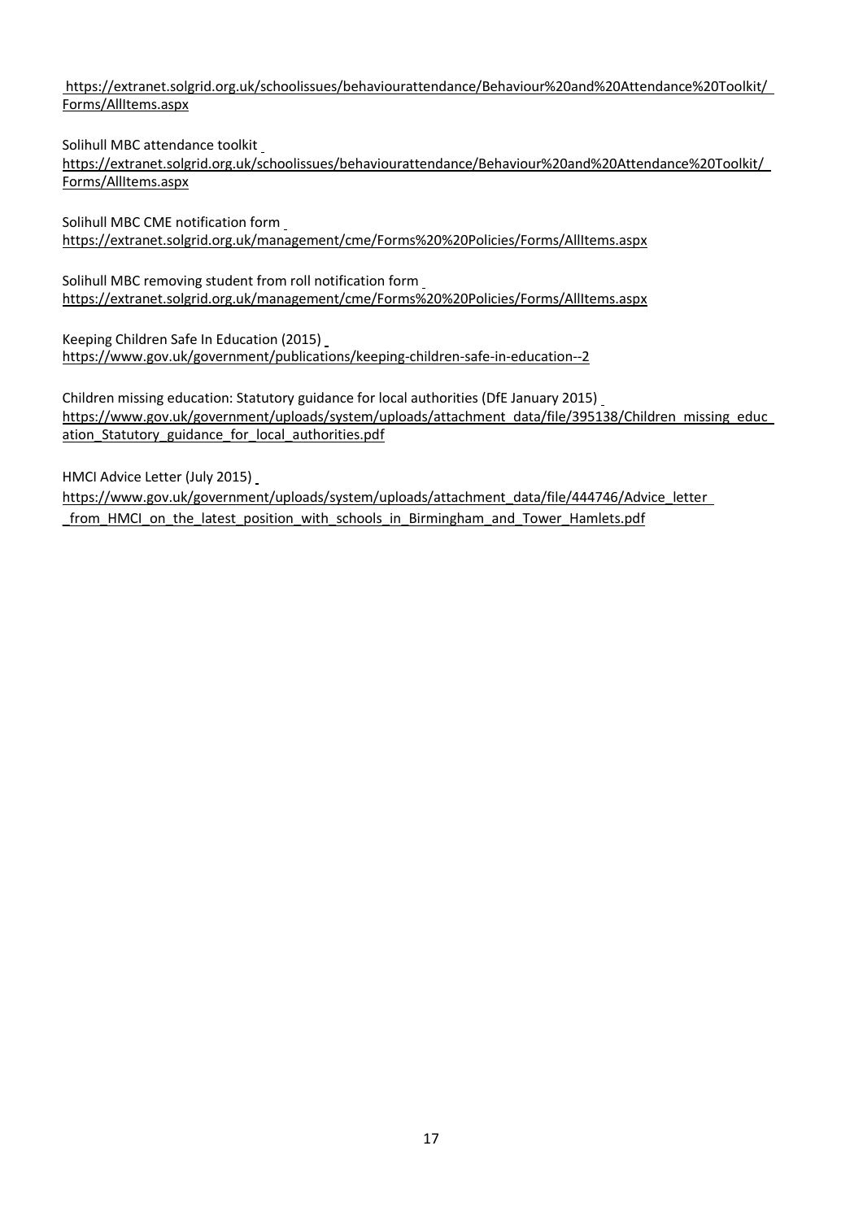https://extranet.solgrid.org.uk/schoolissues/behaviourattendance/Behaviour%20and%20Attendance%20Toolkit/Forms/AllItems.aspx

Solihull MBC attendance toolkit
https://extranet.solgrid.org.uk/schoolissues/behaviourattendance/Behaviour%20and%20Attendance%20Toolkit/Forms/AllItems.aspx

Solihull MBC CME notification form
https://extranet.solgrid.org.uk/management/cme/Forms%20%20Policies/Forms/AllItems.aspx

Solihull MBC removing student from roll notification form
https://extranet.solgrid.org.uk/management/cme/Forms%20%20Policies/Forms/AllItems.aspx

Keeping Children Safe In Education (2015)
https://www.gov.uk/government/publications/keeping-children-safe-in-education--2

Children missing education: Statutory guidance for local authorities (DfE January 2015)
https://www.gov.uk/government/uploads/system/uploads/attachment_data/file/395138/Children_missing_education_Statutory_guidance_for_local_authorities.pdf

HMCI Advice Letter (July 2015)
https://www.gov.uk/government/uploads/system/uploads/attachment_data/file/444746/Advice_letter_from_HMCI_on_the_latest_position_with_schools_in_Birmingham_and_Tower_Hamlets.pdf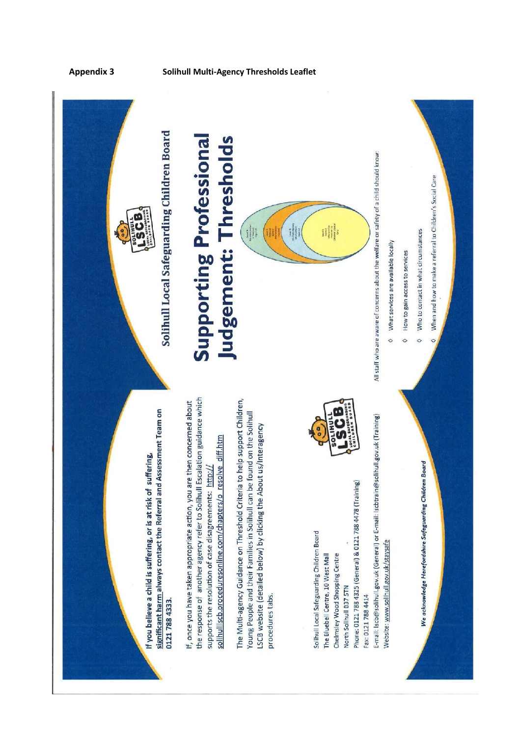**Appendix 3 Solihull Multi-Agency Thresholds Leaflet**

**If you believe a child is suffering, or is at risk of suffering, significant harm always contact the Referral and Assessment Team on 0121 788 4333.**

If, once you have taken appropriate action, you are then concerned about the response of another agency refer to Solihull Escalation guidance which supports the resolution of case disagreements: http://solihulllscb.proceduresonline.com/chapters/p_resolve_diff.htm

The Multi-agency Guidance on Threshold Criteria to help support Children, Young People and their Families in Solihull can be found on the Solihull LSCB website (detailed below) by clicking the About us/Interagency procedures tabs.

Solihull Local Safeguarding Children Board
The Bluebell Centre, 10 West Mall
Chelmsley Wood Shopping Centre
North Solihull B37 5TN
Phone: 0121 788 4325 (General) & 0121 788 4478 (Training)
Fax: 0121 788 4414
E-mail: lscb@solihull.gov.uk (General) or E-mail: lscbtrain@solihull.gov.uk (Training)
Website: www.solihull.gov.uk/staysafe

*We acknowledge Herefordshire Safeguarding Children Board*

## Solihull Local Safeguarding Children Board

# Supporting Professional Judgement: Thresholds

All staff who are aware of concerns about the **welfare** or safety of a child should know:

- What services are available locally
- How to gain access to services
- Who to contact in what circumstances
- When and how to make a referral to Children's Social Care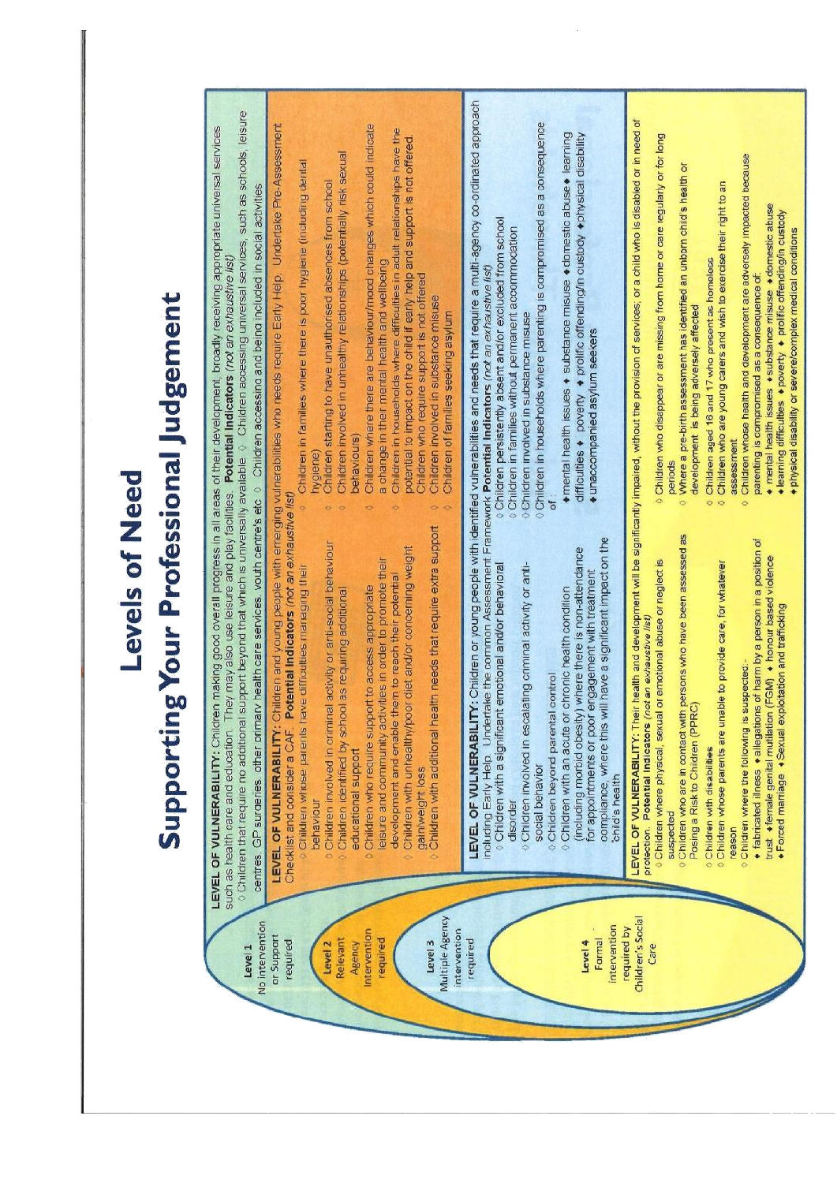# Levels of Need

## Supporting Your Professional Judgement

### Level 1 – No intervention or Support required

**LEVEL OF VULNERABILITY:** Children making good overall progress in all areas of their development, broadly receiving appropriate universal services such as health care and education. They may also use leisure and play facilities. **Potential Indicators** *(not an exhaustive list)*

- Children that require no additional support beyond that which is universally available
- Children accessing universal services, such as schools, leisure centres, GP surgeries, other primary health care services, youth centre's etc
- Children accessing and being included in social activities

### Level 2 – Relevant Agency Intervention required

**LEVEL OF VULNERABILITY:** Children and young people with emerging vulnerabilities who needs require Early Help. Undertake Pre-Assessment Checklist and consider a CAF. **Potential Indicators** *(not an exhaustive list)*

- Children whose parents have difficulties managing their behaviour
- Children involved in criminal activity or anti-social behaviour
- Children identified by school as requiring additional educational support
- Children who require support to access appropriate leisure and community activities in order to promote their development and enable them to reach their potential
- Children with unhealthy/poor diet and/or concerning weight gain/weight loss
- Children with additional health needs that require extra support
- Children in families where there is poor hygiene (including dental hygiene)
- Children starting to have unauthorised absences from school
- Children involved in unhealthy relationships (potentially risk sexual behaviours)
- Children where there are behaviour/mood changes which could indicate a change in their mental health and wellbeing
- Children in households where difficulties in adult relationships have the potential to impact on the child if early help and support is not offered.
- Children who require support is not offered
- Children involved in substance misuse
- Children of families seeking asylum

### Level 3 – Multiple Agency intervention required

**LEVEL OF VULNERABILITY:** Children or young people with identified vulnerabilities and needs that require a multi-agency co-ordinated approach including Early Help. Undertake the common Assessment Framework **Potential Indicators** *(not an exhaustive list)*

- Children with a significant emotional and/or behavioral disorder
- Children involved in escalating criminal activity or anti-social behavior
- Children beyond parental control
- Children with an acute or chronic health condition (including morbid obesity) where there is non-attendance for appointments or poor engagement with treatment compliance, where this will have a significant impact on the child's health
- Children persistently absent and/or excluded from school
- Children in families without permanent accommodation
- Children involved in substance misuse
- Children in households where parenting is compromised as a consequence of:
  - mental health issues ♦ substance misuse ♦ domestic abuse ♦ learning difficulties ♦ poverty ♦ prolific offending/in custody ♦ physical disability
  - unaccompanied asylum seekers

### Level 4 – Formal intervention required by Children's Social Care

**LEVEL OF VULNERABILITY:** Their health and development will be significantly impaired, without the provision of services; or a child who is disabled or in need of protection. **Potential Indicators** *(not an exhaustive list)*

- Children where physical, sexual or emotional abuse or neglect is suspected
- Children who are in contact with persons who have been assessed as Posing a Risk to Children (PPRC)
- Children with disabilities
- Children whose parents are unable to provide care, for whatever reason
- Children where the following is suspected:-
  - fabricated illness ♦ allegations of harm by a person in a position of trust ♦ female genital mutilation (FGM) ♦ honour based violence ♦ Forced marriage ♦ Sexual exploitation and trafficking
- Children who disappear or are missing from home or care regularly or for long periods
- Where a pre-birth assessment has identified an unborn child's health or development is being adversely affected
- Children aged 16 and 17 who present as homeless
- Children who are young carers and wish to exercise their right to an assessment
- Children whose health and development are adversely impacted because parenting is compromised as a consequence of:
  - mental health issues ♦ substance misuse ♦ domestic abuse ♦ learning difficulties ♦ poverty ♦ prolific offending/in custody ♦ physical disability or severe/complex medical conditions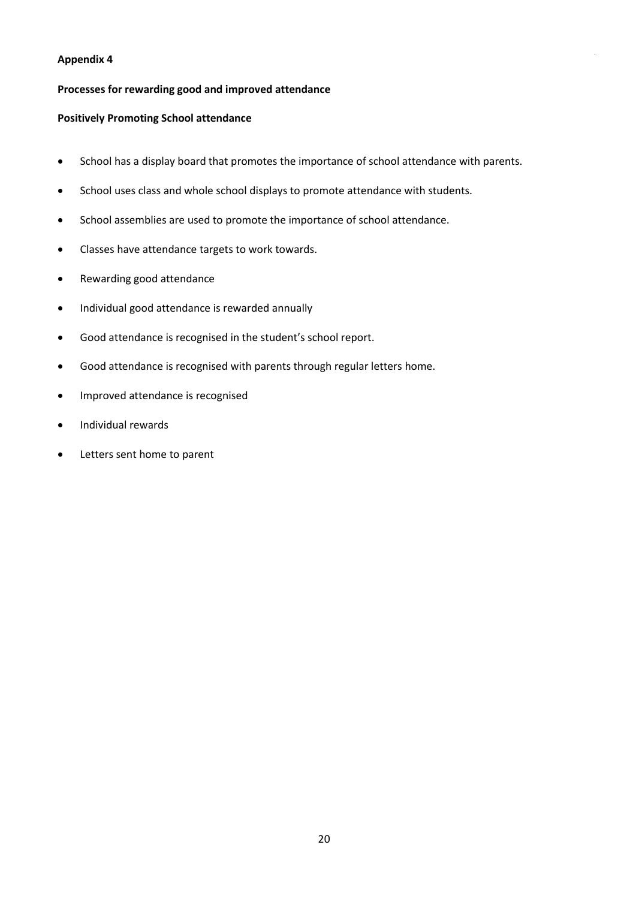**Appendix 4**

**Processes for rewarding good and improved attendance**

**Positively Promoting School attendance**

- School has a display board that promotes the importance of school attendance with parents.
- School uses class and whole school displays to promote attendance with students.
- School assemblies are used to promote the importance of school attendance.
- Classes have attendance targets to work towards.
- Rewarding good attendance
- Individual good attendance is rewarded annually
- Good attendance is recognised in the student's school report.
- Good attendance is recognised with parents through regular letters home.
- Improved attendance is recognised
- Individual rewards
- Letters sent home to parent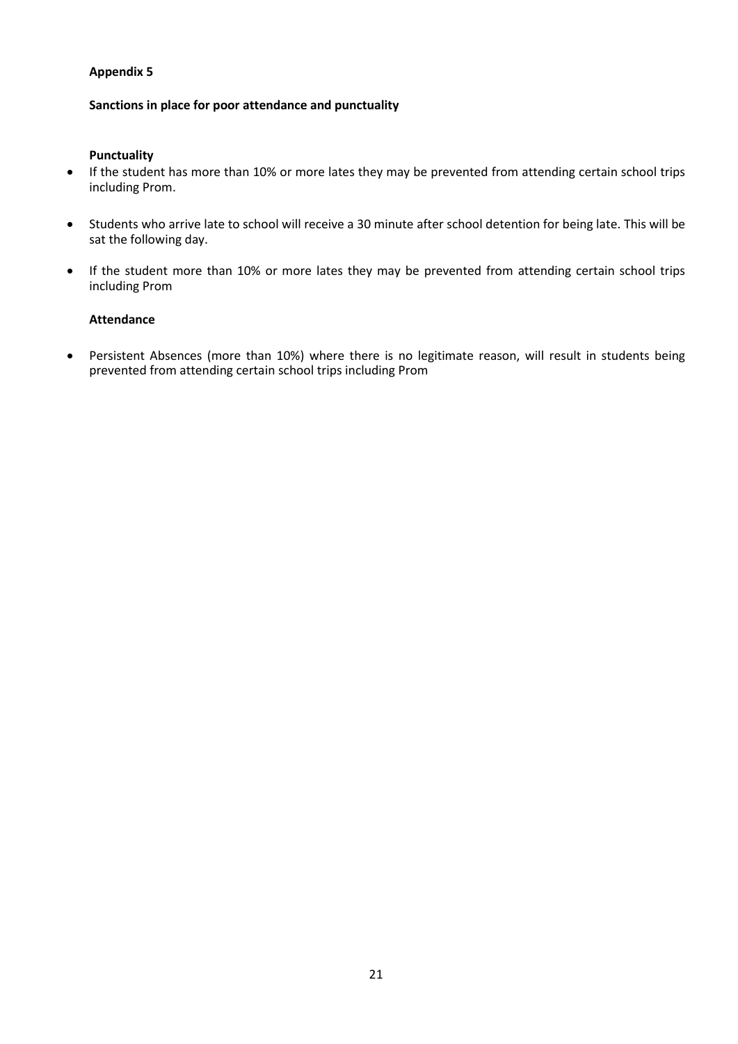**Appendix 5**

**Sanctions in place for poor attendance and punctuality**

**Punctuality**

- If the student has more than 10% or more lates they may be prevented from attending certain school trips including Prom.
- Students who arrive late to school will receive a 30 minute after school detention for being late. This will be sat the following day.
- If the student more than 10% or more lates they may be prevented from attending certain school trips including Prom

**Attendance**

- Persistent Absences (more than 10%) where there is no legitimate reason, will result in students being prevented from attending certain school trips including Prom